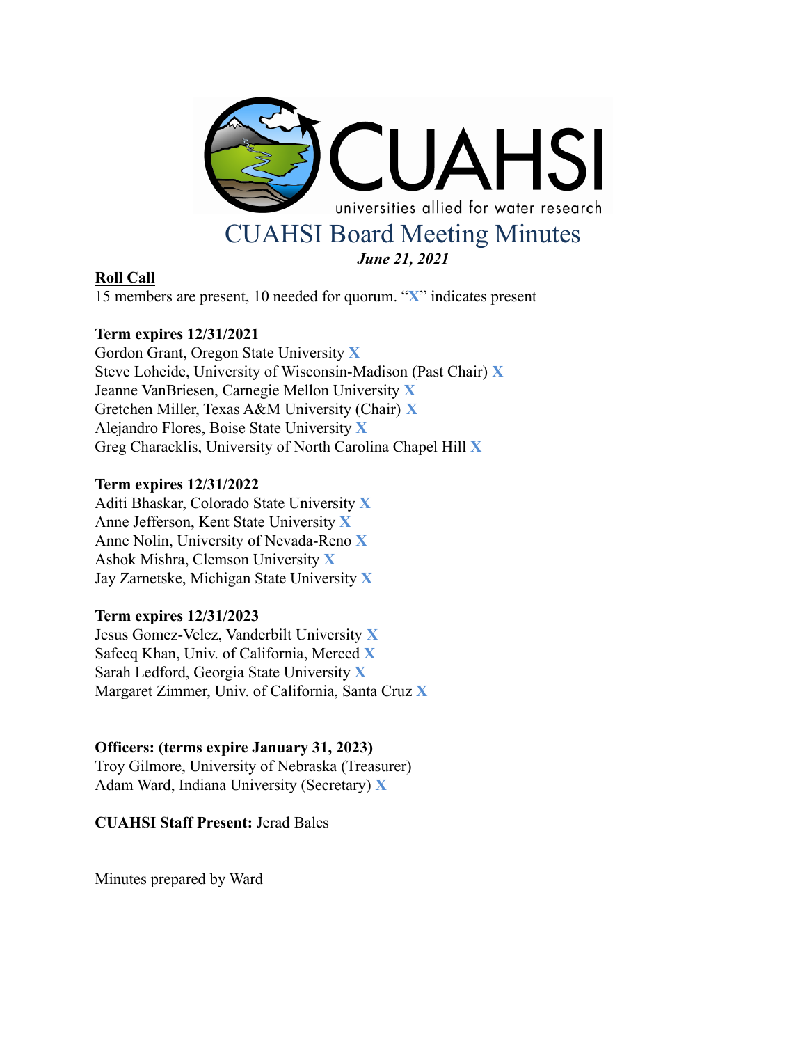CUAHSI

universities allied for water research

# CUAHSI Board Meeting Minutes

***June 21, 2021***

**Roll Call**

15 members are present, 10 needed for quorum. "**X**" indicates present

**Term expires 12/31/2021**

Gordon Grant, Oregon State University **X**
Steve Loheide, University of Wisconsin-Madison (Past Chair) **X**
Jeanne VanBriesen, Carnegie Mellon University **X**
Gretchen Miller, Texas A&M University (Chair) **X**
Alejandro Flores, Boise State University **X**
Greg Characklis, University of North Carolina Chapel Hill **X**

**Term expires 12/31/2022**

Aditi Bhaskar, Colorado State University **X**
Anne Jefferson, Kent State University **X**
Anne Nolin, University of Nevada-Reno **X**
Ashok Mishra, Clemson University **X**
Jay Zarnetske, Michigan State University **X**

**Term expires 12/31/2023**

Jesus Gomez-Velez, Vanderbilt University **X**
Safeeq Khan, Univ. of California, Merced **X**
Sarah Ledford, Georgia State University **X**
Margaret Zimmer, Univ. of California, Santa Cruz **X**

**Officers: (terms expire January 31, 2023)**

Troy Gilmore, University of Nebraska (Treasurer)
Adam Ward, Indiana University (Secretary) **X**

**CUAHSI Staff Present:** Jerad Bales

Minutes prepared by Ward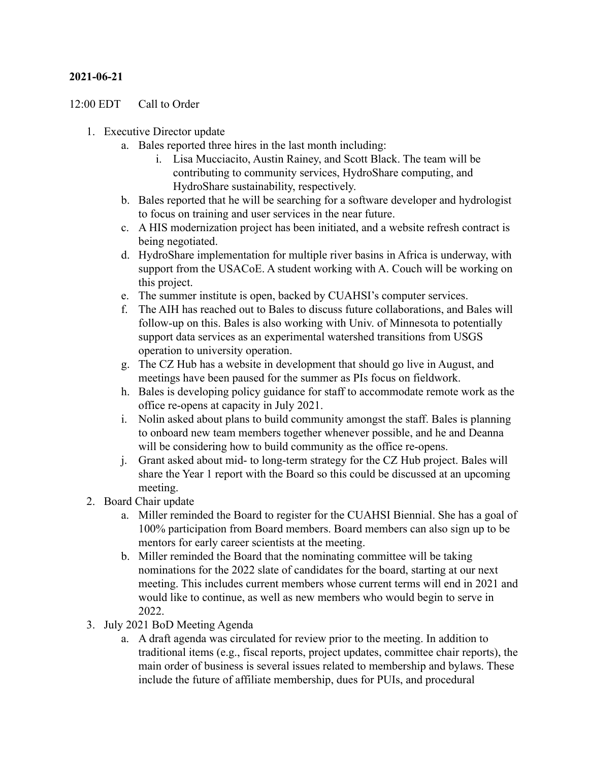**2021-06-21**

12:00 EDT Call to Order

1. Executive Director update
   a. Bales reported three hires in the last month including:
      i. Lisa Mucciacito, Austin Rainey, and Scott Black. The team will be contributing to community services, HydroShare computing, and HydroShare sustainability, respectively.
   b. Bales reported that he will be searching for a software developer and hydrologist to focus on training and user services in the near future.
   c. A HIS modernization project has been initiated, and a website refresh contract is being negotiated.
   d. HydroShare implementation for multiple river basins in Africa is underway, with support from the USACoE. A student working with A. Couch will be working on this project.
   e. The summer institute is open, backed by CUAHSI's computer services.
   f. The AIH has reached out to Bales to discuss future collaborations, and Bales will follow-up on this. Bales is also working with Univ. of Minnesota to potentially support data services as an experimental watershed transitions from USGS operation to university operation.
   g. The CZ Hub has a website in development that should go live in August, and meetings have been paused for the summer as PIs focus on fieldwork.
   h. Bales is developing policy guidance for staff to accommodate remote work as the office re-opens at capacity in July 2021.
   i. Nolin asked about plans to build community amongst the staff. Bales is planning to onboard new team members together whenever possible, and he and Deanna will be considering how to build community as the office re-opens.
   j. Grant asked about mid- to long-term strategy for the CZ Hub project. Bales will share the Year 1 report with the Board so this could be discussed at an upcoming meeting.
2. Board Chair update
   a. Miller reminded the Board to register for the CUAHSI Biennial. She has a goal of 100% participation from Board members. Board members can also sign up to be mentors for early career scientists at the meeting.
   b. Miller reminded the Board that the nominating committee will be taking nominations for the 2022 slate of candidates for the board, starting at our next meeting. This includes current members whose current terms will end in 2021 and would like to continue, as well as new members who would begin to serve in 2022.
3. July 2021 BoD Meeting Agenda
   a. A draft agenda was circulated for review prior to the meeting. In addition to traditional items (e.g., fiscal reports, project updates, committee chair reports), the main order of business is several issues related to membership and bylaws. These include the future of affiliate membership, dues for PUIs, and procedural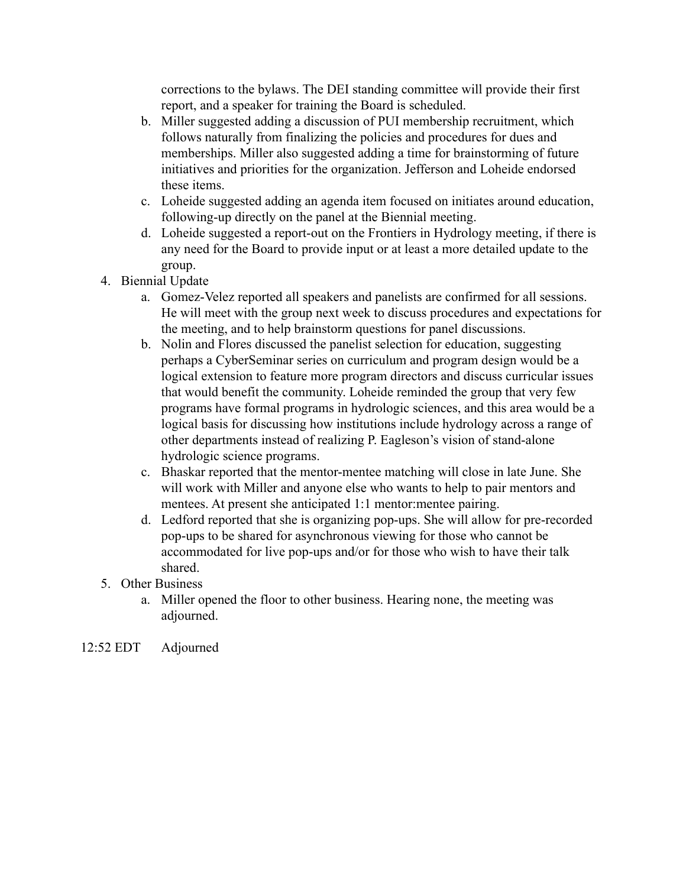corrections to the bylaws. The DEI standing committee will provide their first report, and a speaker for training the Board is scheduled.

   b. Miller suggested adding a discussion of PUI membership recruitment, which follows naturally from finalizing the policies and procedures for dues and memberships. Miller also suggested adding a time for brainstorming of future initiatives and priorities for the organization. Jefferson and Loheide endorsed these items.
   c. Loheide suggested adding an agenda item focused on initiates around education, following-up directly on the panel at the Biennial meeting.
   d. Loheide suggested a report-out on the Frontiers in Hydrology meeting, if there is any need for the Board to provide input or at least a more detailed update to the group.

4. Biennial Update
   a. Gomez-Velez reported all speakers and panelists are confirmed for all sessions. He will meet with the group next week to discuss procedures and expectations for the meeting, and to help brainstorm questions for panel discussions.
   b. Nolin and Flores discussed the panelist selection for education, suggesting perhaps a CyberSeminar series on curriculum and program design would be a logical extension to feature more program directors and discuss curricular issues that would benefit the community. Loheide reminded the group that very few programs have formal programs in hydrologic sciences, and this area would be a logical basis for discussing how institutions include hydrology across a range of other departments instead of realizing P. Eagleson's vision of stand-alone hydrologic science programs.
   c. Bhaskar reported that the mentor-mentee matching will close in late June. She will work with Miller and anyone else who wants to help to pair mentors and mentees. At present she anticipated 1:1 mentor:mentee pairing.
   d. Ledford reported that she is organizing pop-ups. She will allow for pre-recorded pop-ups to be shared for asynchronous viewing for those who cannot be accommodated for live pop-ups and/or for those who wish to have their talk shared.

5. Other Business
   a. Miller opened the floor to other business. Hearing none, the meeting was adjourned.

12:52 EDT Adjourned